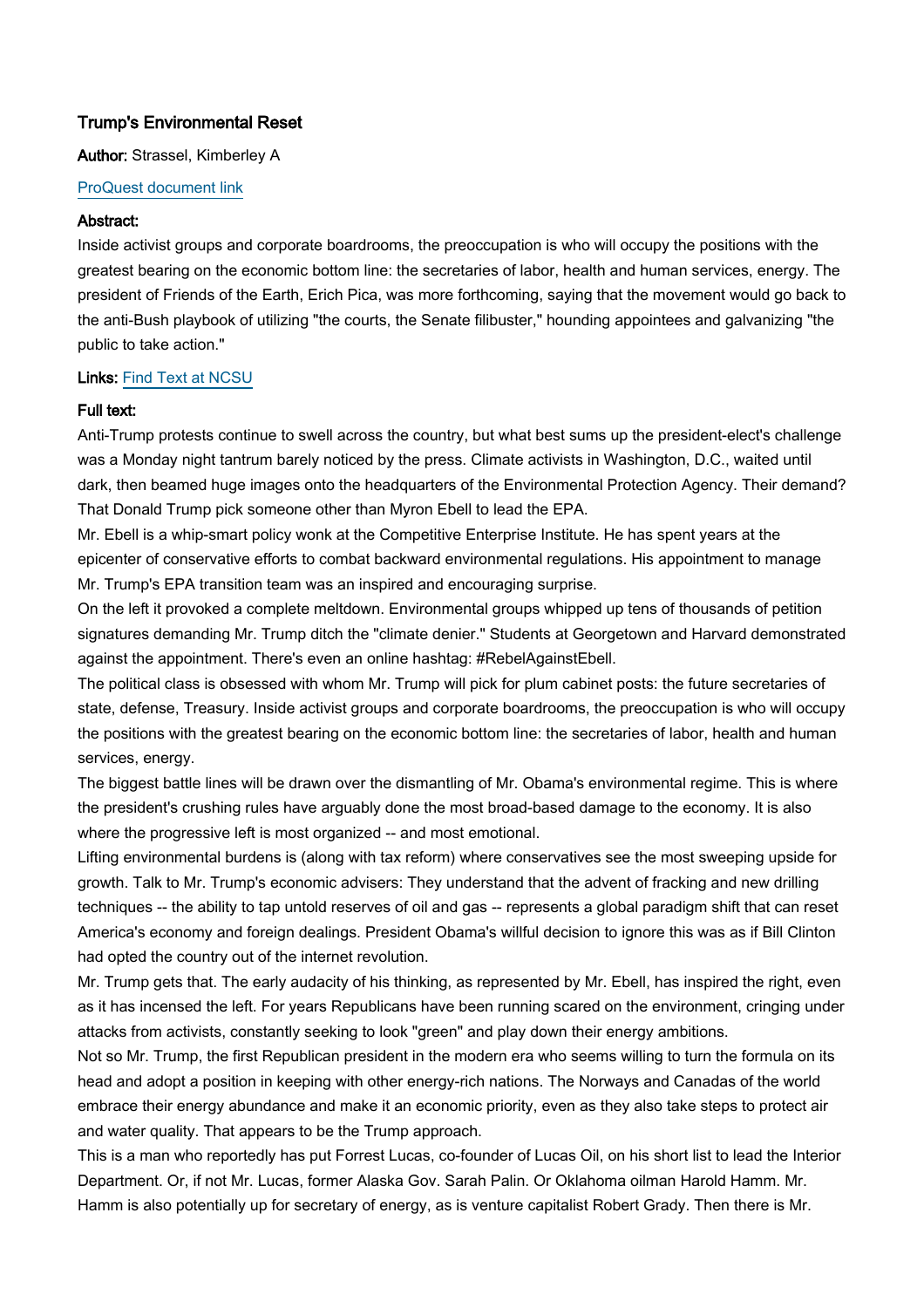# Trump's Environmental Reset

**Author:** Strassel, Kimberley A

[ProQuest document link]

**Abstract:**

Inside activist groups and corporate boardrooms, the preoccupation is who will occupy the positions with the greatest bearing on the economic bottom line: the secretaries of labor, health and human services, energy. The president of Friends of the Earth, Erich Pica, was more forthcoming, saying that the movement would go back to the anti-Bush playbook of utilizing "the courts, the Senate filibuster," hounding appointees and galvanizing "the public to take action."

**Links:** [Find Text at NCSU]

**Full text:**

Anti-Trump protests continue to swell across the country, but what best sums up the president-elect's challenge was a Monday night tantrum barely noticed by the press. Climate activists in Washington, D.C., waited until dark, then beamed huge images onto the headquarters of the Environmental Protection Agency. Their demand? That Donald Trump pick someone other than Myron Ebell to lead the EPA.

Mr. Ebell is a whip-smart policy wonk at the Competitive Enterprise Institute. He has spent years at the epicenter of conservative efforts to combat backward environmental regulations. His appointment to manage Mr. Trump's EPA transition team was an inspired and encouraging surprise.

On the left it provoked a complete meltdown. Environmental groups whipped up tens of thousands of petition signatures demanding Mr. Trump ditch the "climate denier." Students at Georgetown and Harvard demonstrated against the appointment. There's even an online hashtag: #RebelAgainstEbell.

The political class is obsessed with whom Mr. Trump will pick for plum cabinet posts: the future secretaries of state, defense, Treasury. Inside activist groups and corporate boardrooms, the preoccupation is who will occupy the positions with the greatest bearing on the economic bottom line: the secretaries of labor, health and human services, energy.

The biggest battle lines will be drawn over the dismantling of Mr. Obama's environmental regime. This is where the president's crushing rules have arguably done the most broad-based damage to the economy. It is also where the progressive left is most organized -- and most emotional.

Lifting environmental burdens is (along with tax reform) where conservatives see the most sweeping upside for growth. Talk to Mr. Trump's economic advisers: They understand that the advent of fracking and new drilling techniques -- the ability to tap untold reserves of oil and gas -- represents a global paradigm shift that can reset America's economy and foreign dealings. President Obama's willful decision to ignore this was as if Bill Clinton had opted the country out of the internet revolution.

Mr. Trump gets that. The early audacity of his thinking, as represented by Mr. Ebell, has inspired the right, even as it has incensed the left. For years Republicans have been running scared on the environment, cringing under attacks from activists, constantly seeking to look "green" and play down their energy ambitions.

Not so Mr. Trump, the first Republican president in the modern era who seems willing to turn the formula on its head and adopt a position in keeping with other energy-rich nations. The Norways and Canadas of the world embrace their energy abundance and make it an economic priority, even as they also take steps to protect air and water quality. That appears to be the Trump approach.

This is a man who reportedly has put Forrest Lucas, co-founder of Lucas Oil, on his short list to lead the Interior Department. Or, if not Mr. Lucas, former Alaska Gov. Sarah Palin. Or Oklahoma oilman Harold Hamm. Mr. Hamm is also potentially up for secretary of energy, as is venture capitalist Robert Grady. Then there is Mr.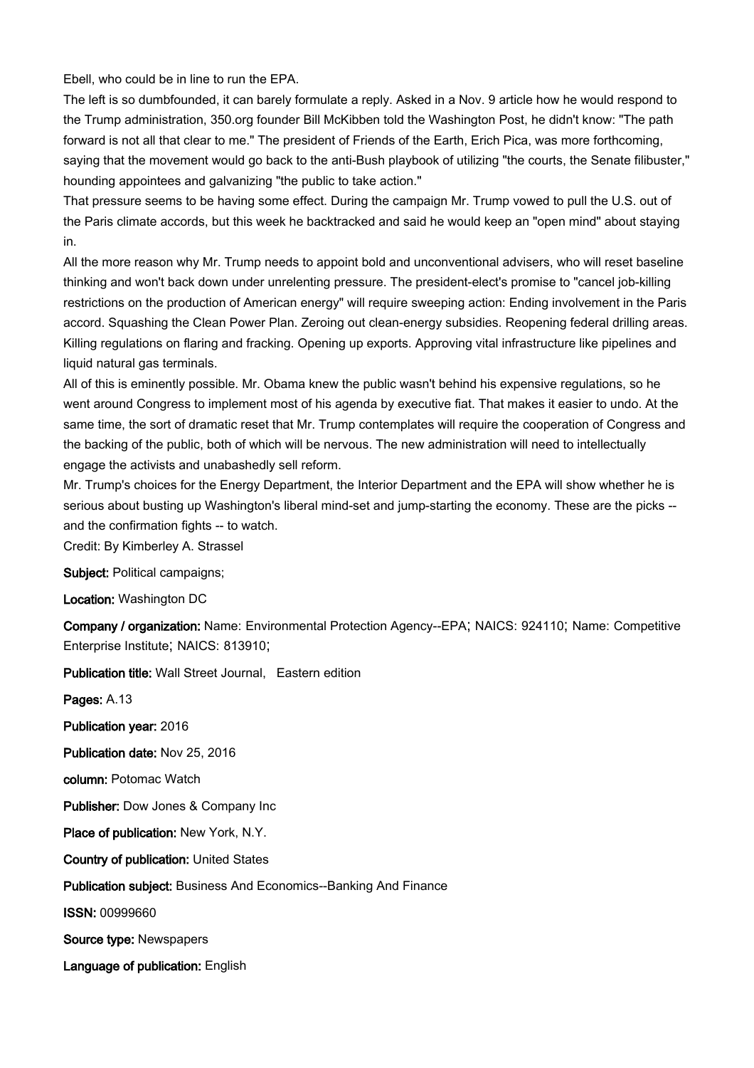Ebell, who could be in line to run the EPA.

The left is so dumbfounded, it can barely formulate a reply. Asked in a Nov. 9 article how he would respond to the Trump administration, 350.org founder Bill McKibben told the Washington Post, he didn't know: "The path forward is not all that clear to me." The president of Friends of the Earth, Erich Pica, was more forthcoming, saying that the movement would go back to the anti-Bush playbook of utilizing "the courts, the Senate filibuster," hounding appointees and galvanizing "the public to take action."

That pressure seems to be having some effect. During the campaign Mr. Trump vowed to pull the U.S. out of the Paris climate accords, but this week he backtracked and said he would keep an "open mind" about staying in.

All the more reason why Mr. Trump needs to appoint bold and unconventional advisers, who will reset baseline thinking and won't back down under unrelenting pressure. The president-elect's promise to "cancel job-killing restrictions on the production of American energy" will require sweeping action: Ending involvement in the Paris accord. Squashing the Clean Power Plan. Zeroing out clean-energy subsidies. Reopening federal drilling areas. Killing regulations on flaring and fracking. Opening up exports. Approving vital infrastructure like pipelines and liquid natural gas terminals.

All of this is eminently possible. Mr. Obama knew the public wasn't behind his expensive regulations, so he went around Congress to implement most of his agenda by executive fiat. That makes it easier to undo. At the same time, the sort of dramatic reset that Mr. Trump contemplates will require the cooperation of Congress and the backing of the public, both of which will be nervous. The new administration will need to intellectually engage the activists and unabashedly sell reform.

Mr. Trump's choices for the Energy Department, the Interior Department and the EPA will show whether he is serious about busting up Washington's liberal mind-set and jump-starting the economy. These are the picks -- and the confirmation fights -- to watch.

Credit: By Kimberley A. Strassel

**Subject:** Political campaigns;

**Location:** Washington DC

**Company / organization:** Name: Environmental Protection Agency--EPA; NAICS: 924110; Name: Competitive Enterprise Institute; NAICS: 813910;

**Publication title:** Wall Street Journal, Eastern edition

**Pages:** A.13

**Publication year:** 2016

**Publication date:** Nov 25, 2016

**column:** Potomac Watch

**Publisher:** Dow Jones & Company Inc

**Place of publication:** New York, N.Y.

**Country of publication:** United States

**Publication subject:** Business And Economics--Banking And Finance

**ISSN:** 00999660

**Source type:** Newspapers

**Language of publication:** English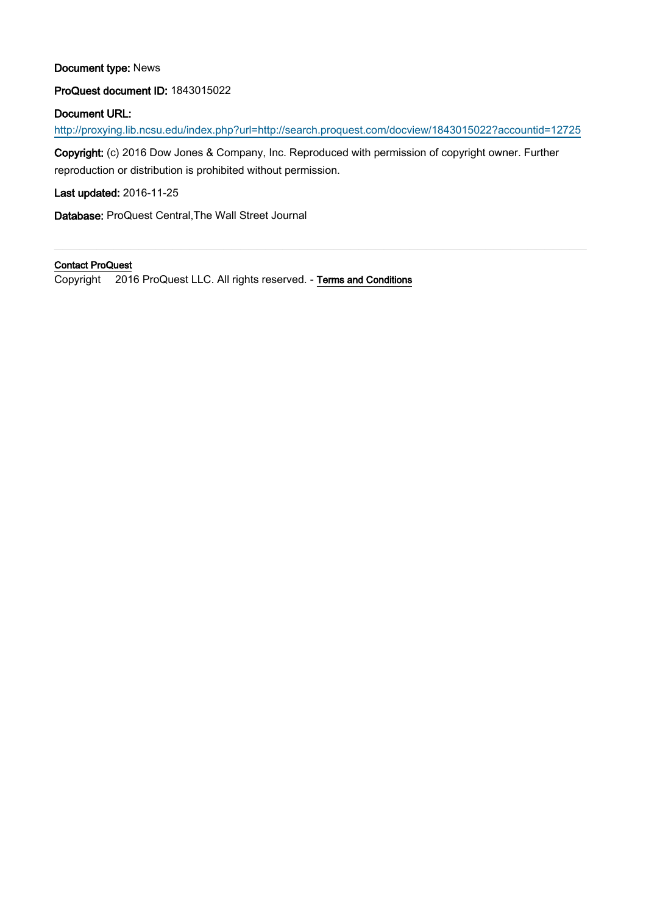**Document type:** News

**ProQuest document ID:** 1843015022

**Document URL:**
http://proxying.lib.ncsu.edu/index.php?url=http://search.proquest.com/docview/1843015022?accountid=12725

**Copyright:** (c) 2016 Dow Jones & Company, Inc. Reproduced with permission of copyright owner. Further reproduction or distribution is prohibited without permission.

**Last updated:** 2016-11-25

**Database:** ProQuest Central,The Wall Street Journal

---

Contact ProQuest

Copyright 2016 ProQuest LLC. All rights reserved. - Terms and Conditions